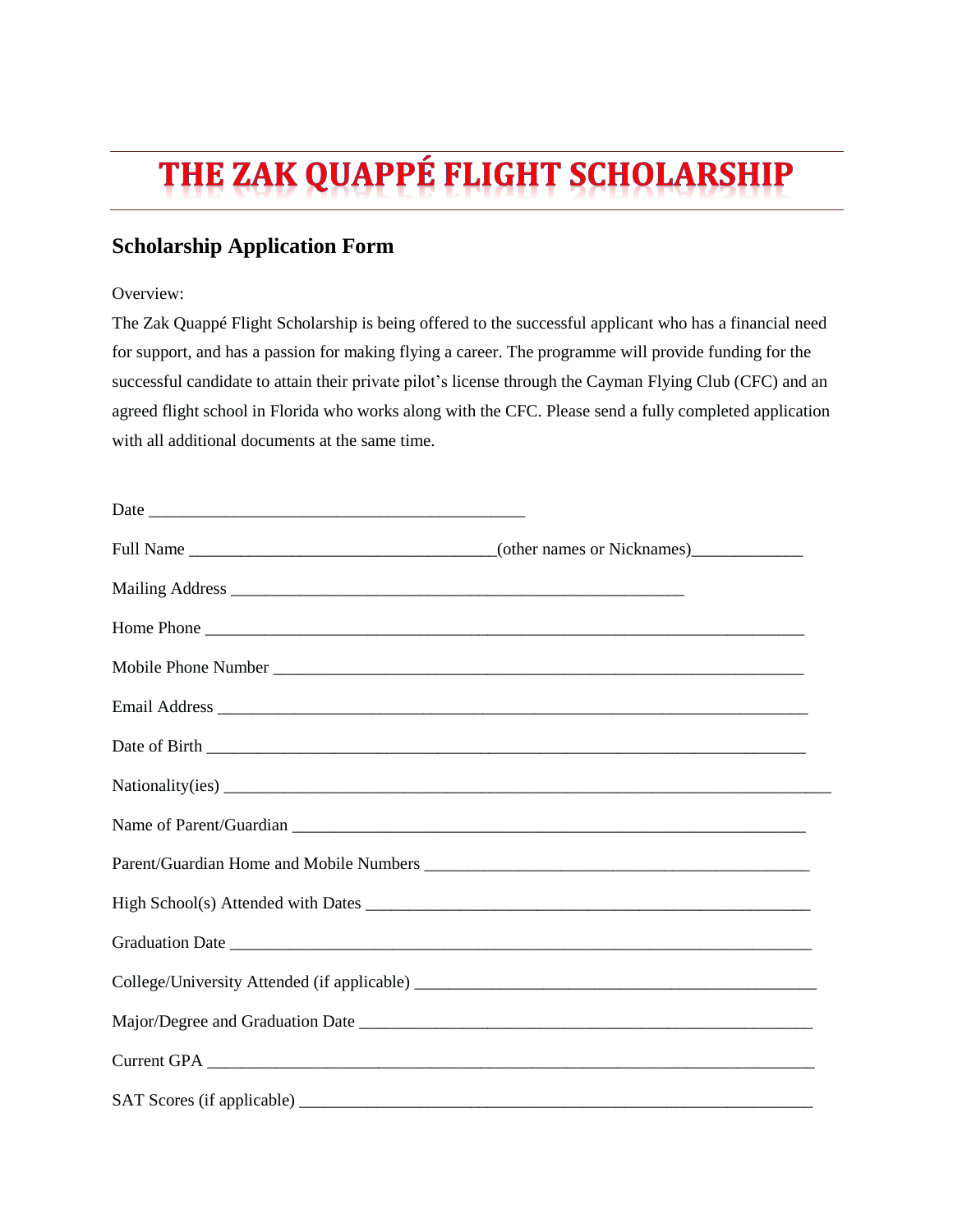# THE ZAK QUAPPÉ FLIGHT SCHOLARSHIP

## Scholarship Application Form

Overview:

The Zak Quappé Flight Scholarship is being offered to the successful applicant who has a financial need for support, and has a passion for making flying a career. The programme will provide funding for the successful candidate to attain their private pilot's license through the Cayman Flying Club (CFC) and an agreed flight school in Florida who works along with the CFC. Please send a fully completed application with all additional documents at the same time.

Date ____________________________________________

Full Name ____________________________________(other names or Nicknames)_____________

Mailing Address ______________________________________________________

Home Phone __________________________________________________________________

Mobile Phone Number ___________________________________________________________

Email Address _________________________________________________________________

Date of Birth __________________________________________________________________

Nationality(ies) ____________________________________________________________________

Name of Parent/Guardian _________________________________________________________

Parent/Guardian Home and Mobile Numbers ______________________________________________

High School(s) Attended with Dates ___________________________________________________

Graduation Date ________________________________________________________________

College/University Attended (if applicable) ______________________________________________

Major/Degree and Graduation Date ____________________________________________________

Current GPA ___________________________________________________________________

SAT Scores (if applicable) __________________________________________________________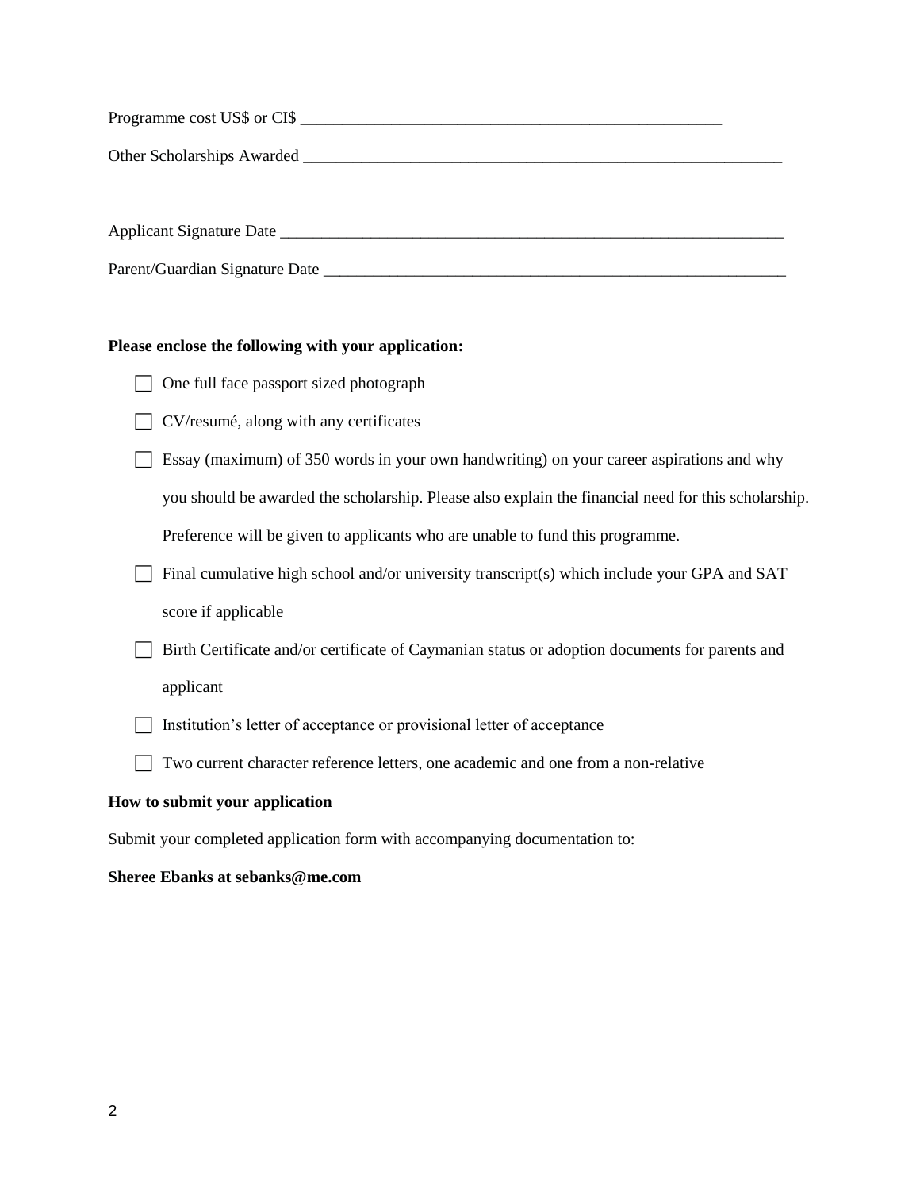Programme cost US$ or CI$ ____________________________________________________

Other Scholarships Awarded ___________________________________________________________

Applicant Signature Date ______________________________________________________________

Parent/Guardian Signature Date _________________________________________________________

**Please enclose the following with your application:**

- [ ] One full face passport sized photograph
- [ ] CV/resumé, along with any certificates
- [ ] Essay (maximum) of 350 words in your own handwriting) on your career aspirations and why you should be awarded the scholarship. Please also explain the financial need for this scholarship. Preference will be given to applicants who are unable to fund this programme.
- [ ] Final cumulative high school and/or university transcript(s) which include your GPA and SAT score if applicable
- [ ] Birth Certificate and/or certificate of Caymanian status or adoption documents for parents and applicant
- [ ] Institution's letter of acceptance or provisional letter of acceptance
- [ ] Two current character reference letters, one academic and one from a non-relative

**How to submit your application**

Submit your completed application form with accompanying documentation to:

**Sheree Ebanks at sebanks@me.com**